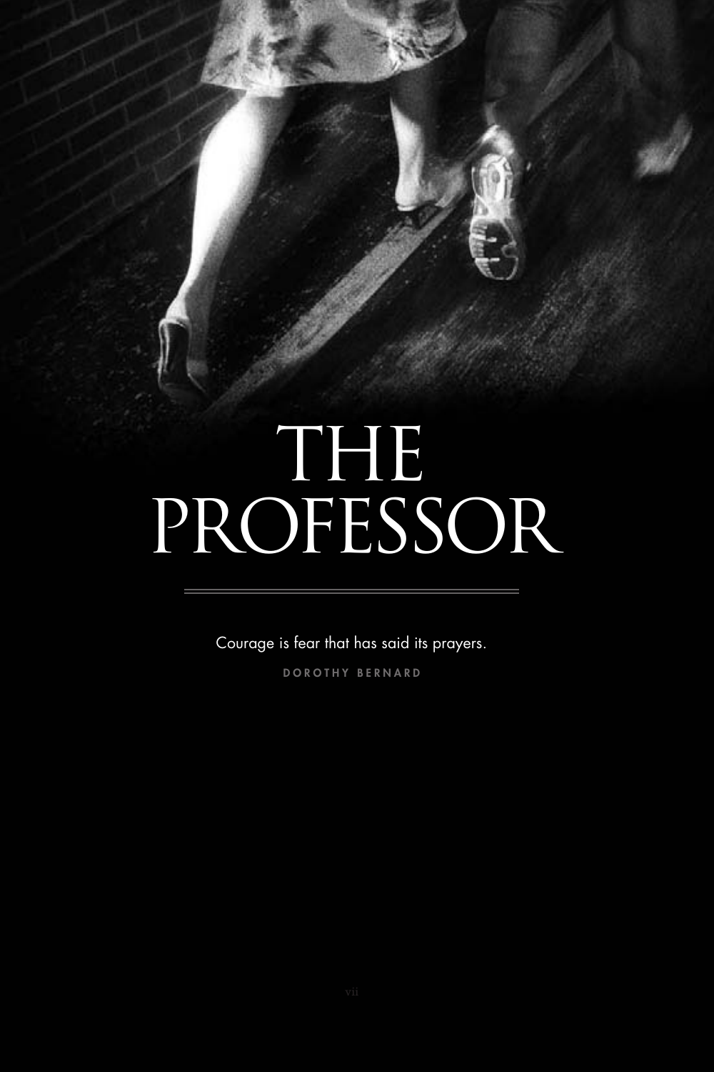# THE PROFESSOR

Courage is fear that has said its prayers.

DOROTHY BERNARD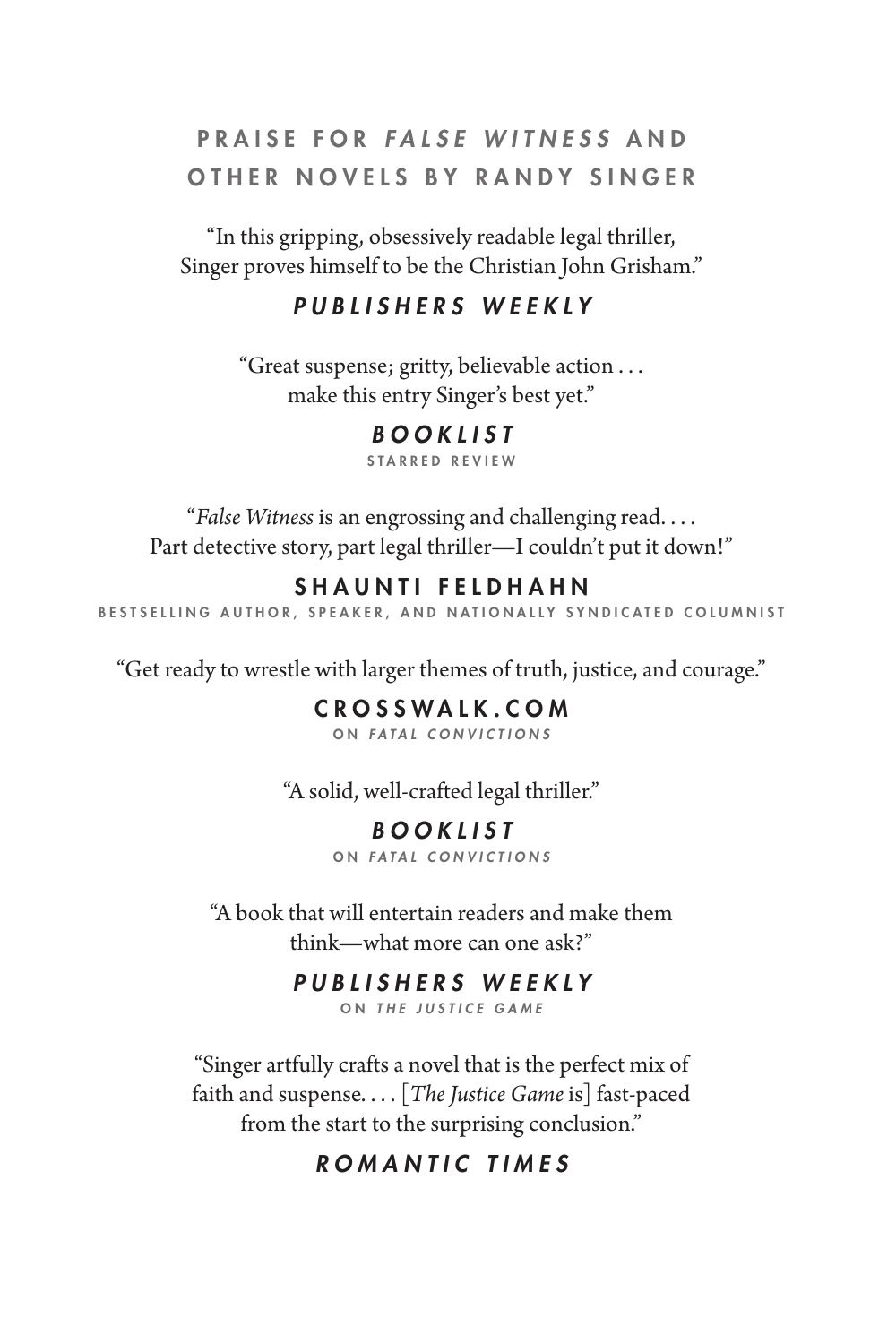## PRAISE FOR *FALSE WITNESS* AND OTHER NOVELS BY RANDY SINGER

"In this gripping, obsessively readable legal thriller, Singer proves himself to be the Christian John Grisham."

***PUBLISHERS WEEKLY***

"Great suspense; gritty, believable action . . . make this entry Singer's best yet."

***BOOKLIST***
STARRED REVIEW

"*False Witness* is an engrossing and challenging read. . . . Part detective story, part legal thriller—I couldn't put it down!"

**SHAUNTI FELDHAHN**
BESTSELLING AUTHOR, SPEAKER, AND NATIONALLY SYNDICATED COLUMNIST

"Get ready to wrestle with larger themes of truth, justice, and courage."

**CROSSWALK.COM**
ON *FATAL CONVICTIONS*

"A solid, well-crafted legal thriller."

***BOOKLIST***
ON *FATAL CONVICTIONS*

"A book that will entertain readers and make them think—what more can one ask?"

***PUBLISHERS WEEKLY***
ON *THE JUSTICE GAME*

"Singer artfully crafts a novel that is the perfect mix of faith and suspense. . . . [*The Justice Game* is] fast-paced from the start to the surprising conclusion."

***ROMANTIC TIMES***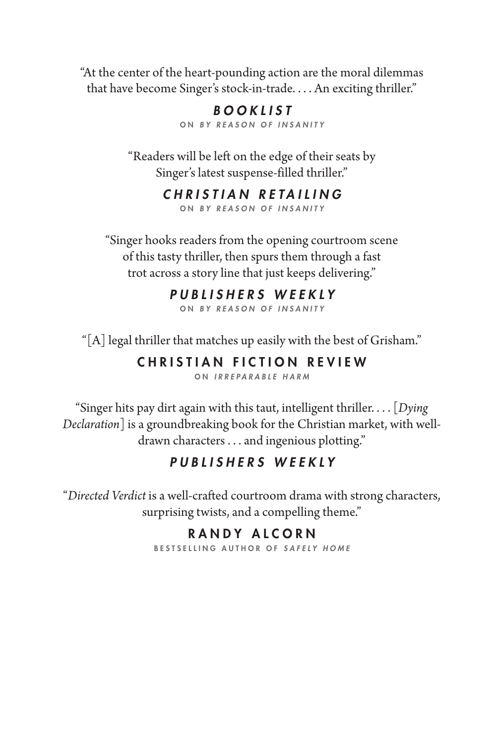"At the center of the heart-pounding action are the moral dilemmas that have become Singer's stock-in-trade. . . . An exciting thriller."

***BOOKLIST***
ON *BY REASON OF INSANITY*

"Readers will be left on the edge of their seats by Singer's latest suspense-filled thriller."

***CHRISTIAN RETAILING***
ON *BY REASON OF INSANITY*

"Singer hooks readers from the opening courtroom scene of this tasty thriller, then spurs them through a fast trot across a story line that just keeps delivering."

***PUBLISHERS WEEKLY***
ON *BY REASON OF INSANITY*

"[A] legal thriller that matches up easily with the best of Grisham."

**CHRISTIAN FICTION REVIEW**
ON *IRREPARABLE HARM*

"Singer hits pay dirt again with this taut, intelligent thriller. . . . [*Dying Declaration*] is a groundbreaking book for the Christian market, with well-drawn characters . . . and ingenious plotting."

***PUBLISHERS WEEKLY***

"*Directed Verdict* is a well-crafted courtroom drama with strong characters, surprising twists, and a compelling theme."

**RANDY ALCORN**
BESTSELLING AUTHOR OF *SAFELY HOME*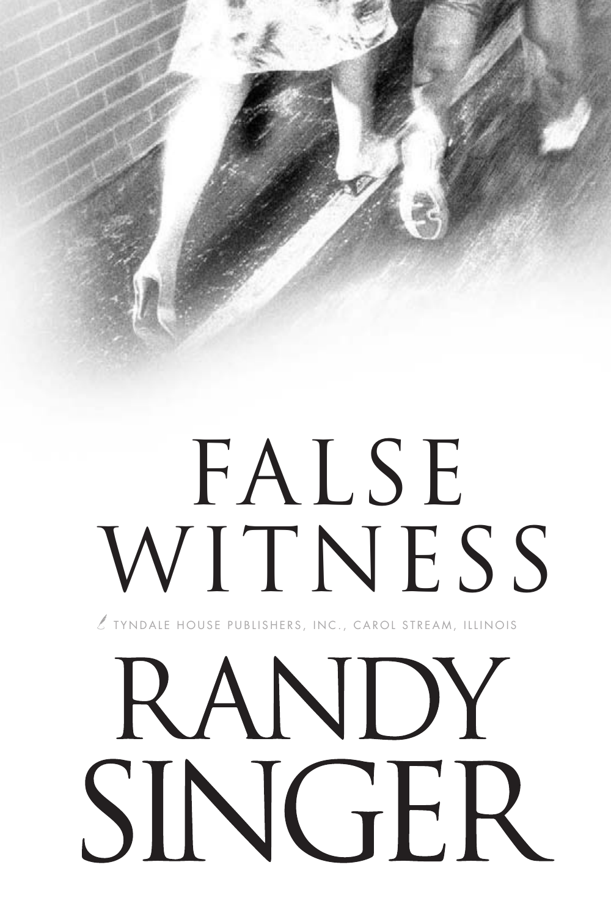# FALSE WITNESS

TYNDALE HOUSE PUBLISHERS, INC., CAROL STREAM, ILLINOIS

# RANDY SINGER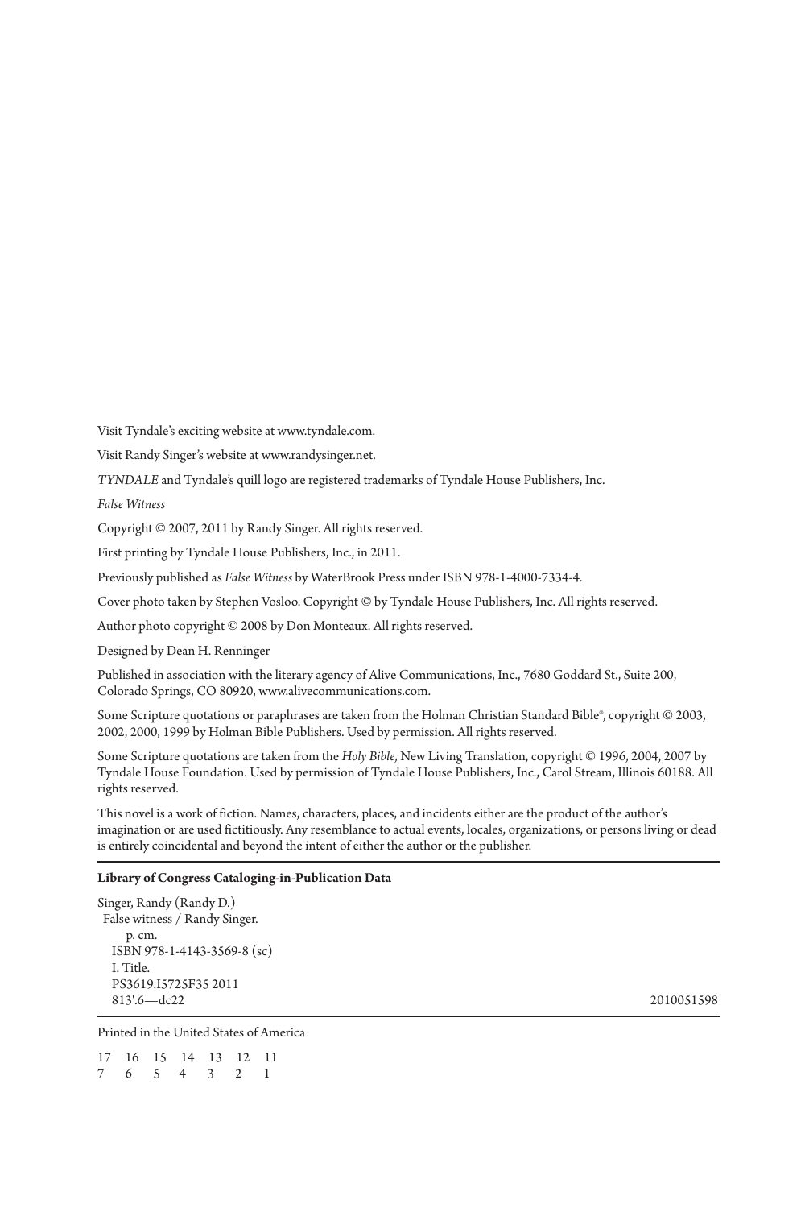Visit Tyndale's exciting website at www.tyndale.com.

Visit Randy Singer's website at www.randysinger.net.

*TYNDALE* and Tyndale's quill logo are registered trademarks of Tyndale House Publishers, Inc.

*False Witness*

Copyright © 2007, 2011 by Randy Singer. All rights reserved.

First printing by Tyndale House Publishers, Inc., in 2011.

Previously published as *False Witness* by WaterBrook Press under ISBN 978-1-4000-7334-4.

Cover photo taken by Stephen Vosloo. Copyright © by Tyndale House Publishers, Inc. All rights reserved.

Author photo copyright © 2008 by Don Monteaux. All rights reserved.

Designed by Dean H. Renninger

Published in association with the literary agency of Alive Communications, Inc., 7680 Goddard St., Suite 200, Colorado Springs, CO 80920, www.alivecommunications.com.

Some Scripture quotations or paraphrases are taken from the Holman Christian Standard Bible®, copyright © 2003, 2002, 2000, 1999 by Holman Bible Publishers. Used by permission. All rights reserved.

Some Scripture quotations are taken from the *Holy Bible*, New Living Translation, copyright © 1996, 2004, 2007 by Tyndale House Foundation. Used by permission of Tyndale House Publishers, Inc., Carol Stream, Illinois 60188. All rights reserved.

This novel is a work of fiction. Names, characters, places, and incidents either are the product of the author's imagination or are used fictitiously. Any resemblance to actual events, locales, organizations, or persons living or dead is entirely coincidental and beyond the intent of either the author or the publisher.

---

**Library of Congress Cataloging-in-Publication Data**

Singer, Randy (Randy D.)
False witness / Randy Singer.
p. cm.
ISBN 978-1-4143-3569-8 (sc)
I. Title.
PS3619.I5725F35 2011
813'.6—dc22 2010051598

---

Printed in the United States of America

17 16 15 14 13 12 11
7 6 5 4 3 2 1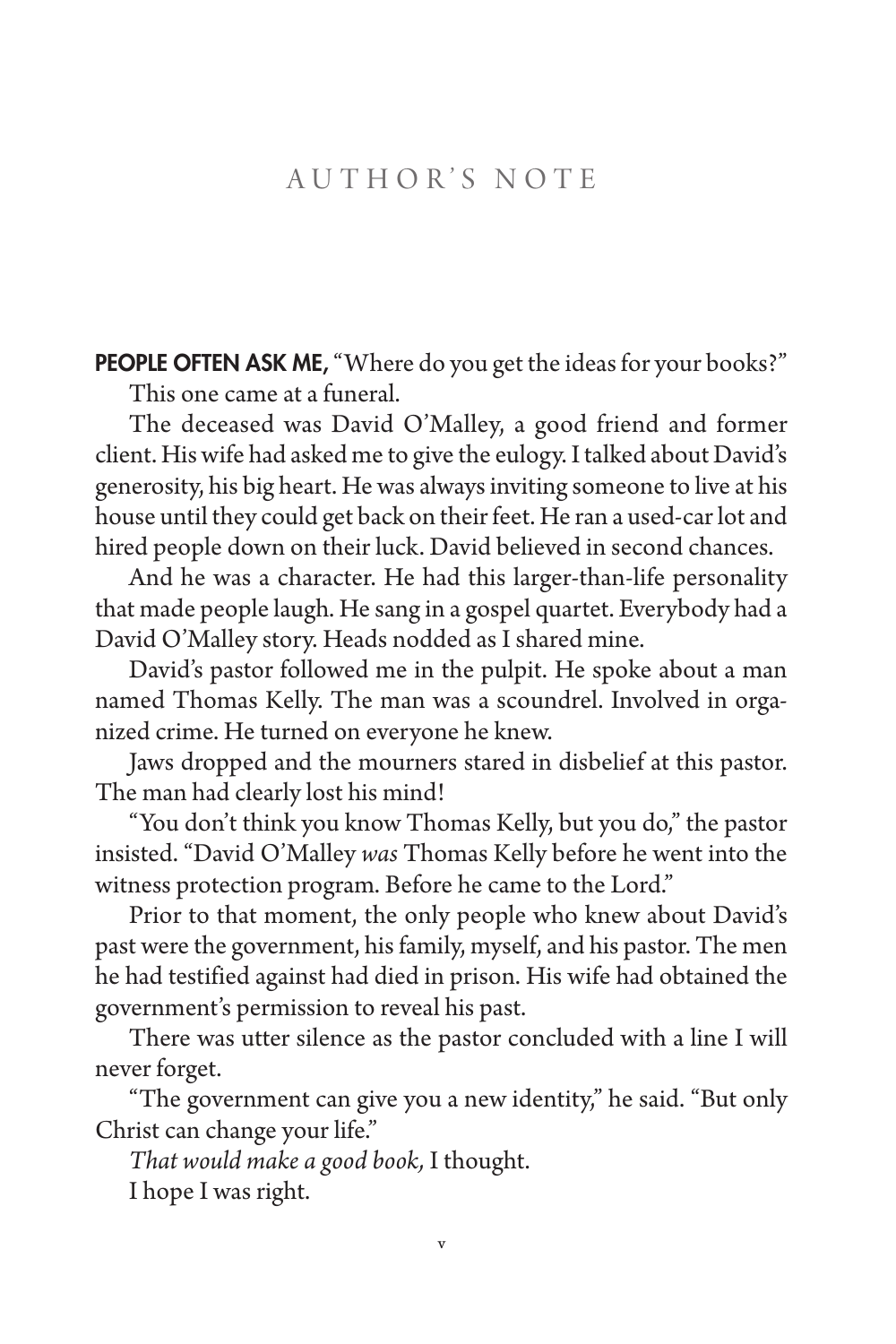# AUTHOR'S NOTE

**PEOPLE OFTEN ASK ME,** "Where do you get the ideas for your books?"

This one came at a funeral.

The deceased was David O'Malley, a good friend and former client. His wife had asked me to give the eulogy. I talked about David's generosity, his big heart. He was always inviting someone to live at his house until they could get back on their feet. He ran a used-car lot and hired people down on their luck. David believed in second chances.

And he was a character. He had this larger-than-life personality that made people laugh. He sang in a gospel quartet. Everybody had a David O'Malley story. Heads nodded as I shared mine.

David's pastor followed me in the pulpit. He spoke about a man named Thomas Kelly. The man was a scoundrel. Involved in organized crime. He turned on everyone he knew.

Jaws dropped and the mourners stared in disbelief at this pastor. The man had clearly lost his mind!

"You don't think you know Thomas Kelly, but you do," the pastor insisted. "David O'Malley *was* Thomas Kelly before he went into the witness protection program. Before he came to the Lord."

Prior to that moment, the only people who knew about David's past were the government, his family, myself, and his pastor. The men he had testified against had died in prison. His wife had obtained the government's permission to reveal his past.

There was utter silence as the pastor concluded with a line I will never forget.

"The government can give you a new identity," he said. "But only Christ can change your life."

*That would make a good book,* I thought.

I hope I was right.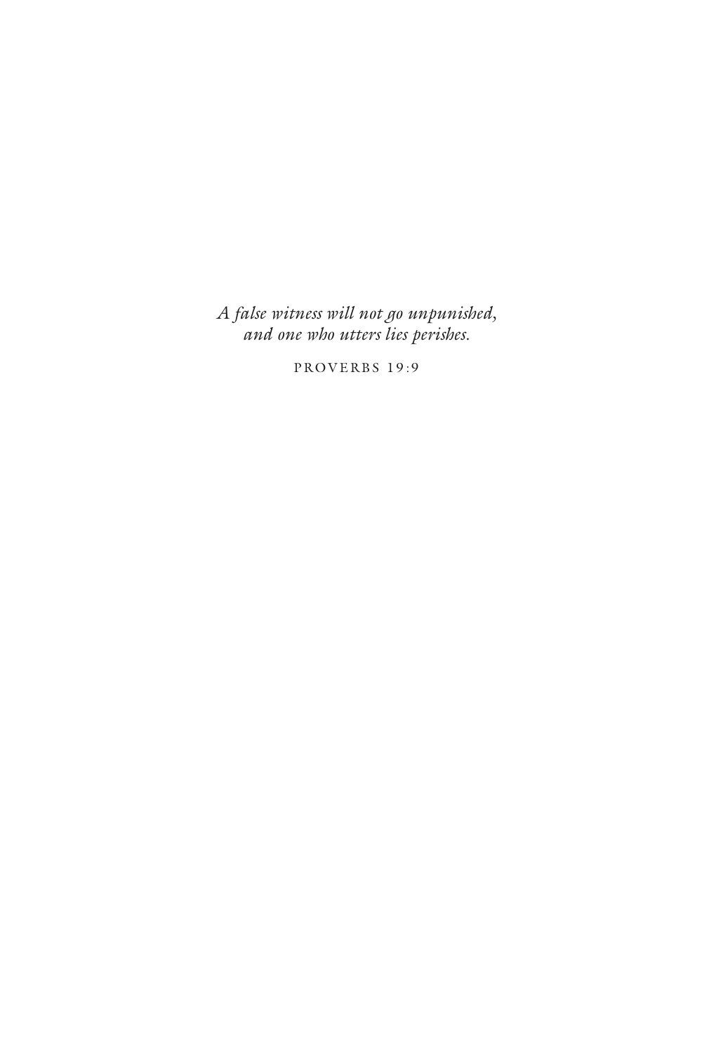*A false witness will not go unpunished,*
*and one who utters lies perishes.*

PROVERBS 19:9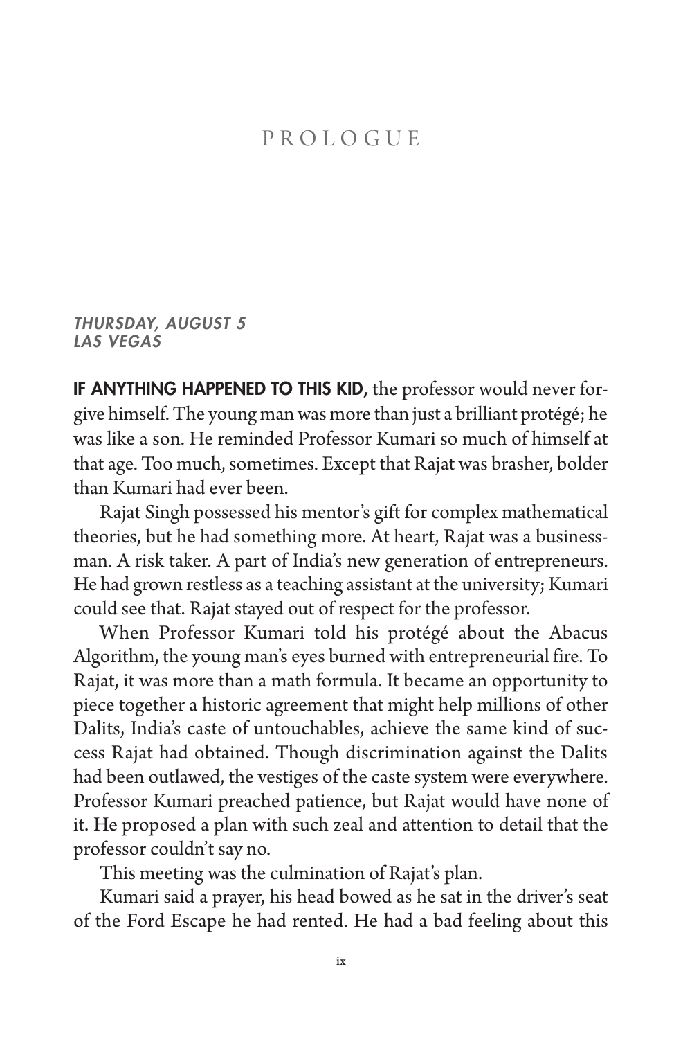# PROLOGUE

***THURSDAY, AUGUST 5***
***LAS VEGAS***

**IF ANYTHING HAPPENED TO THIS KID,** the professor would never forgive himself. The young man was more than just a brilliant protégé; he was like a son. He reminded Professor Kumari so much of himself at that age. Too much, sometimes. Except that Rajat was brasher, bolder than Kumari had ever been.

Rajat Singh possessed his mentor's gift for complex mathematical theories, but he had something more. At heart, Rajat was a businessman. A risk taker. A part of India's new generation of entrepreneurs. He had grown restless as a teaching assistant at the university; Kumari could see that. Rajat stayed out of respect for the professor.

When Professor Kumari told his protégé about the Abacus Algorithm, the young man's eyes burned with entrepreneurial fire. To Rajat, it was more than a math formula. It became an opportunity to piece together a historic agreement that might help millions of other Dalits, India's caste of untouchables, achieve the same kind of success Rajat had obtained. Though discrimination against the Dalits had been outlawed, the vestiges of the caste system were everywhere. Professor Kumari preached patience, but Rajat would have none of it. He proposed a plan with such zeal and attention to detail that the professor couldn't say no.

This meeting was the culmination of Rajat's plan.

Kumari said a prayer, his head bowed as he sat in the driver's seat of the Ford Escape he had rented. He had a bad feeling about this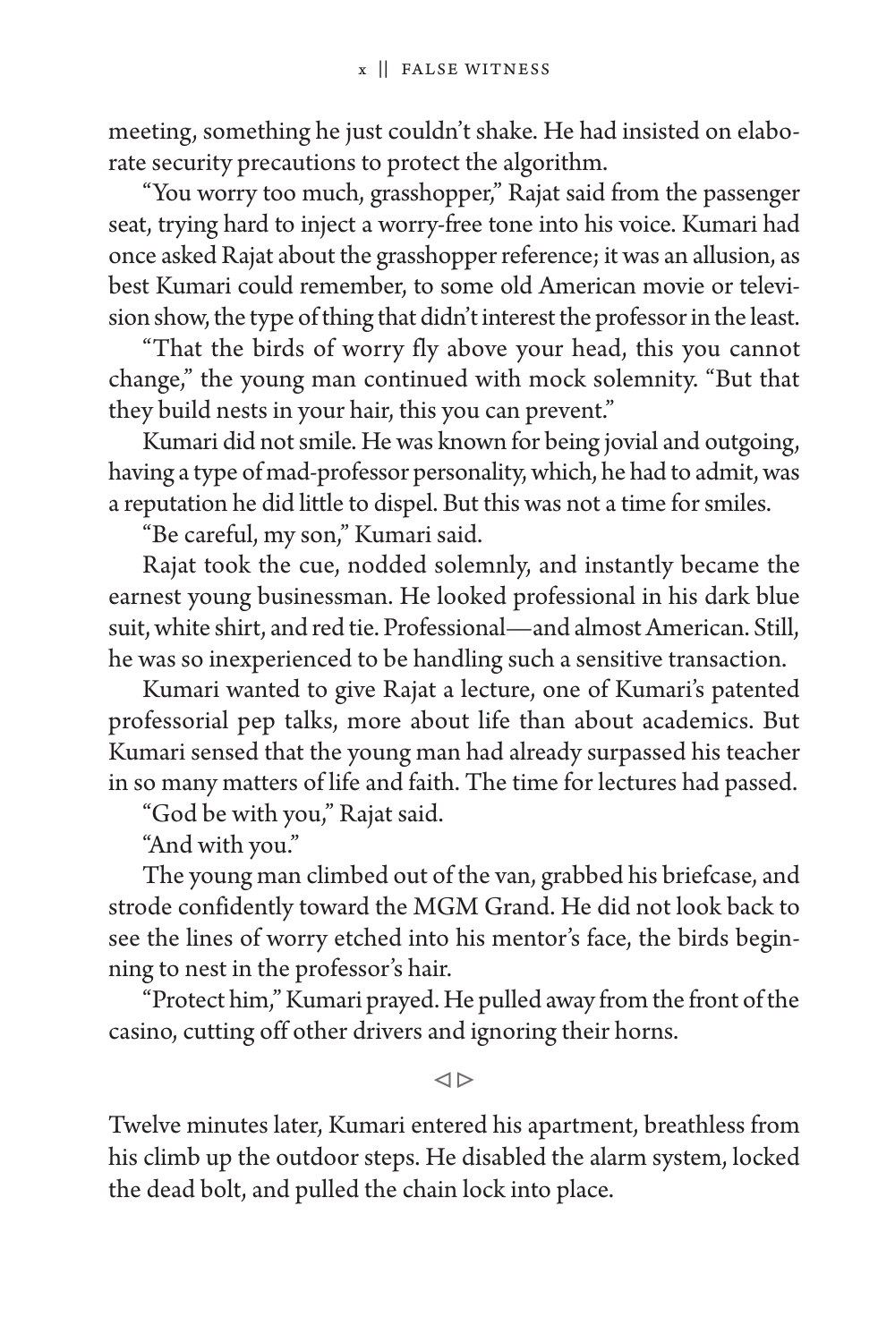meeting, something he just couldn't shake. He had insisted on elaborate security precautions to protect the algorithm.

"You worry too much, grasshopper," Rajat said from the passenger seat, trying hard to inject a worry-free tone into his voice. Kumari had once asked Rajat about the grasshopper reference; it was an allusion, as best Kumari could remember, to some old American movie or television show, the type of thing that didn't interest the professor in the least.

"That the birds of worry fly above your head, this you cannot change," the young man continued with mock solemnity. "But that they build nests in your hair, this you can prevent."

Kumari did not smile. He was known for being jovial and outgoing, having a type of mad-professor personality, which, he had to admit, was a reputation he did little to dispel. But this was not a time for smiles.

"Be careful, my son," Kumari said.

Rajat took the cue, nodded solemnly, and instantly became the earnest young businessman. He looked professional in his dark blue suit, white shirt, and red tie. Professional—and almost American. Still, he was so inexperienced to be handling such a sensitive transaction.

Kumari wanted to give Rajat a lecture, one of Kumari's patented professorial pep talks, more about life than about academics. But Kumari sensed that the young man had already surpassed his teacher in so many matters of life and faith. The time for lectures had passed.

"God be with you," Rajat said.

"And with you."

The young man climbed out of the van, grabbed his briefcase, and strode confidently toward the MGM Grand. He did not look back to see the lines of worry etched into his mentor's face, the birds beginning to nest in the professor's hair.

"Protect him," Kumari prayed. He pulled away from the front of the casino, cutting off other drivers and ignoring their horns.

◁▷

Twelve minutes later, Kumari entered his apartment, breathless from his climb up the outdoor steps. He disabled the alarm system, locked the dead bolt, and pulled the chain lock into place.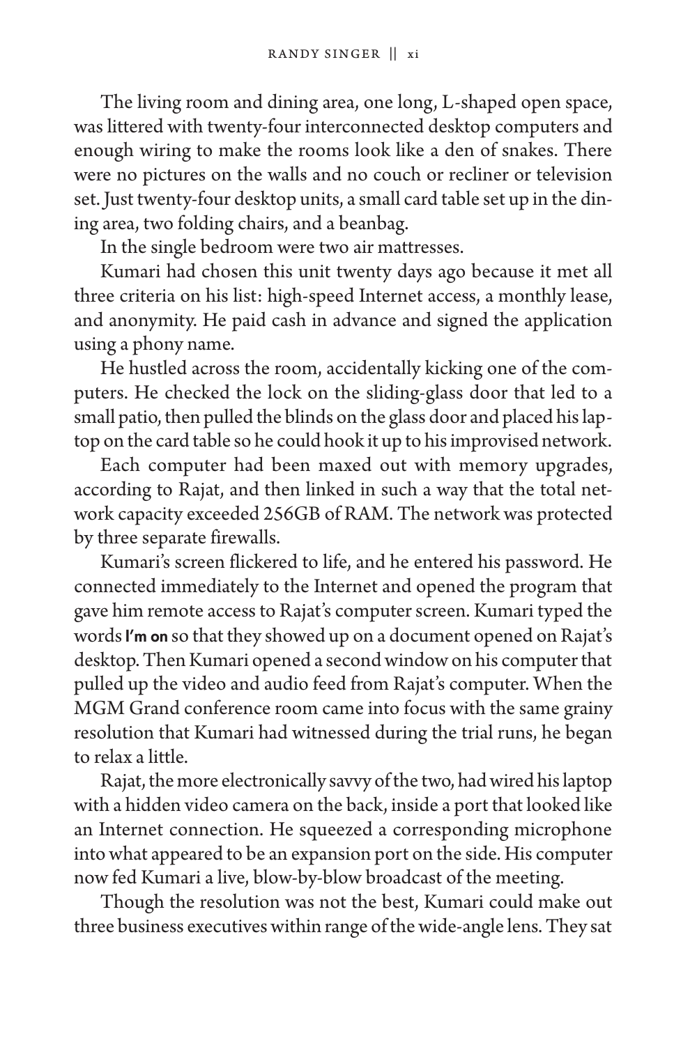The living room and dining area, one long, L-shaped open space, was littered with twenty-four interconnected desktop computers and enough wiring to make the rooms look like a den of snakes. There were no pictures on the walls and no couch or recliner or television set. Just twenty-four desktop units, a small card table set up in the dining area, two folding chairs, and a beanbag.

In the single bedroom were two air mattresses.

Kumari had chosen this unit twenty days ago because it met all three criteria on his list: high-speed Internet access, a monthly lease, and anonymity. He paid cash in advance and signed the application using a phony name.

He hustled across the room, accidentally kicking one of the computers. He checked the lock on the sliding-glass door that led to a small patio, then pulled the blinds on the glass door and placed his laptop on the card table so he could hook it up to his improvised network.

Each computer had been maxed out with memory upgrades, according to Rajat, and then linked in such a way that the total network capacity exceeded 256GB of RAM. The network was protected by three separate firewalls.

Kumari's screen flickered to life, and he entered his password. He connected immediately to the Internet and opened the program that gave him remote access to Rajat's computer screen. Kumari typed the words **I'm on** so that they showed up on a document opened on Rajat's desktop. Then Kumari opened a second window on his computer that pulled up the video and audio feed from Rajat's computer. When the MGM Grand conference room came into focus with the same grainy resolution that Kumari had witnessed during the trial runs, he began to relax a little.

Rajat, the more electronically savvy of the two, had wired his laptop with a hidden video camera on the back, inside a port that looked like an Internet connection. He squeezed a corresponding microphone into what appeared to be an expansion port on the side. His computer now fed Kumari a live, blow-by-blow broadcast of the meeting.

Though the resolution was not the best, Kumari could make out three business executives within range of the wide-angle lens. They sat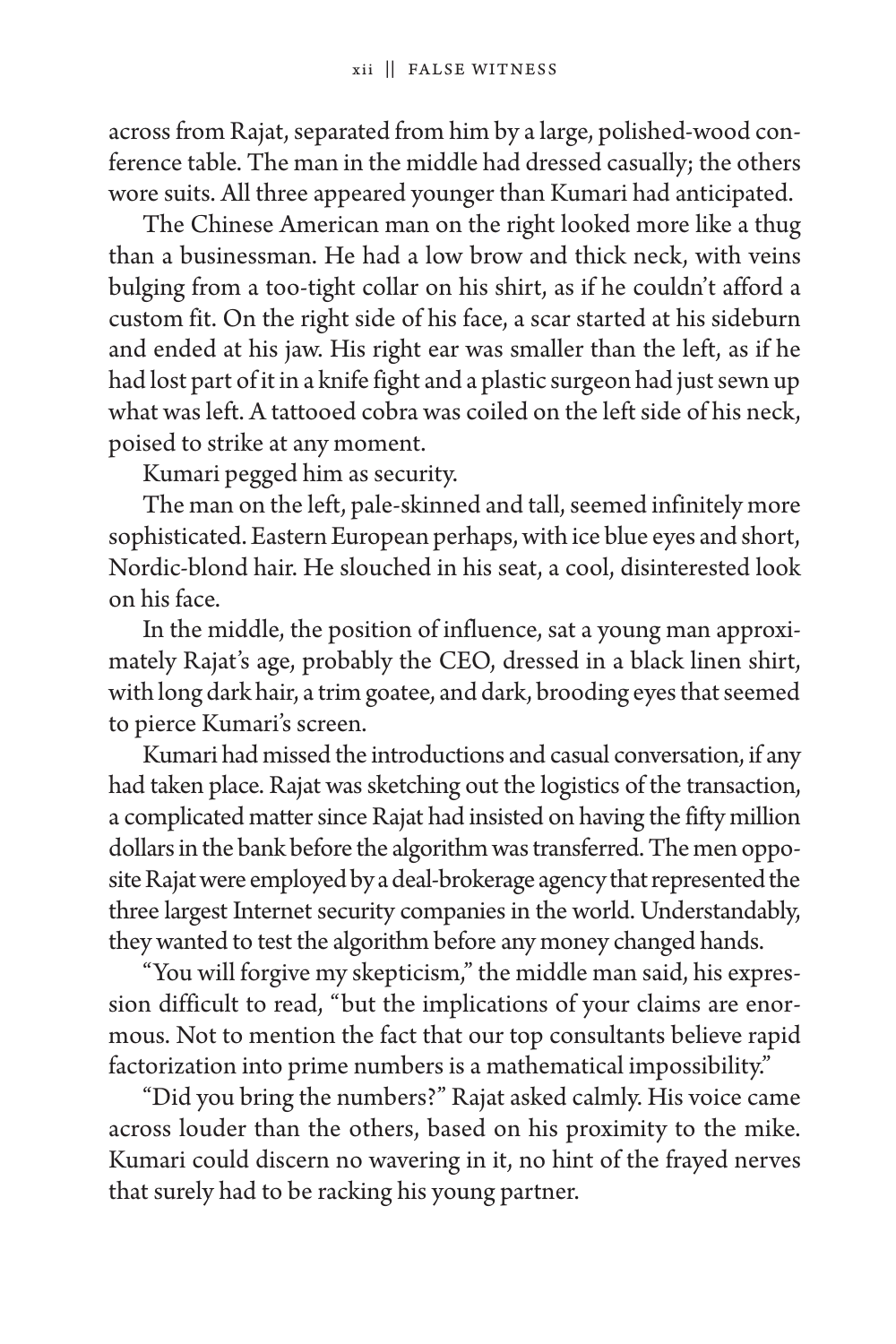across from Rajat, separated from him by a large, polished-wood conference table. The man in the middle had dressed casually; the others wore suits. All three appeared younger than Kumari had anticipated.

The Chinese American man on the right looked more like a thug than a businessman. He had a low brow and thick neck, with veins bulging from a too-tight collar on his shirt, as if he couldn't afford a custom fit. On the right side of his face, a scar started at his sideburn and ended at his jaw. His right ear was smaller than the left, as if he had lost part of it in a knife fight and a plastic surgeon had just sewn up what was left. A tattooed cobra was coiled on the left side of his neck, poised to strike at any moment.

Kumari pegged him as security.

The man on the left, pale-skinned and tall, seemed infinitely more sophisticated. Eastern European perhaps, with ice blue eyes and short, Nordic-blond hair. He slouched in his seat, a cool, disinterested look on his face.

In the middle, the position of influence, sat a young man approximately Rajat's age, probably the CEO, dressed in a black linen shirt, with long dark hair, a trim goatee, and dark, brooding eyes that seemed to pierce Kumari's screen.

Kumari had missed the introductions and casual conversation, if any had taken place. Rajat was sketching out the logistics of the transaction, a complicated matter since Rajat had insisted on having the fifty million dollars in the bank before the algorithm was transferred. The men opposite Rajat were employed by a deal-brokerage agency that represented the three largest Internet security companies in the world. Understandably, they wanted to test the algorithm before any money changed hands.

"You will forgive my skepticism," the middle man said, his expression difficult to read, "but the implications of your claims are enormous. Not to mention the fact that our top consultants believe rapid factorization into prime numbers is a mathematical impossibility."

"Did you bring the numbers?" Rajat asked calmly. His voice came across louder than the others, based on his proximity to the mike. Kumari could discern no wavering in it, no hint of the frayed nerves that surely had to be racking his young partner.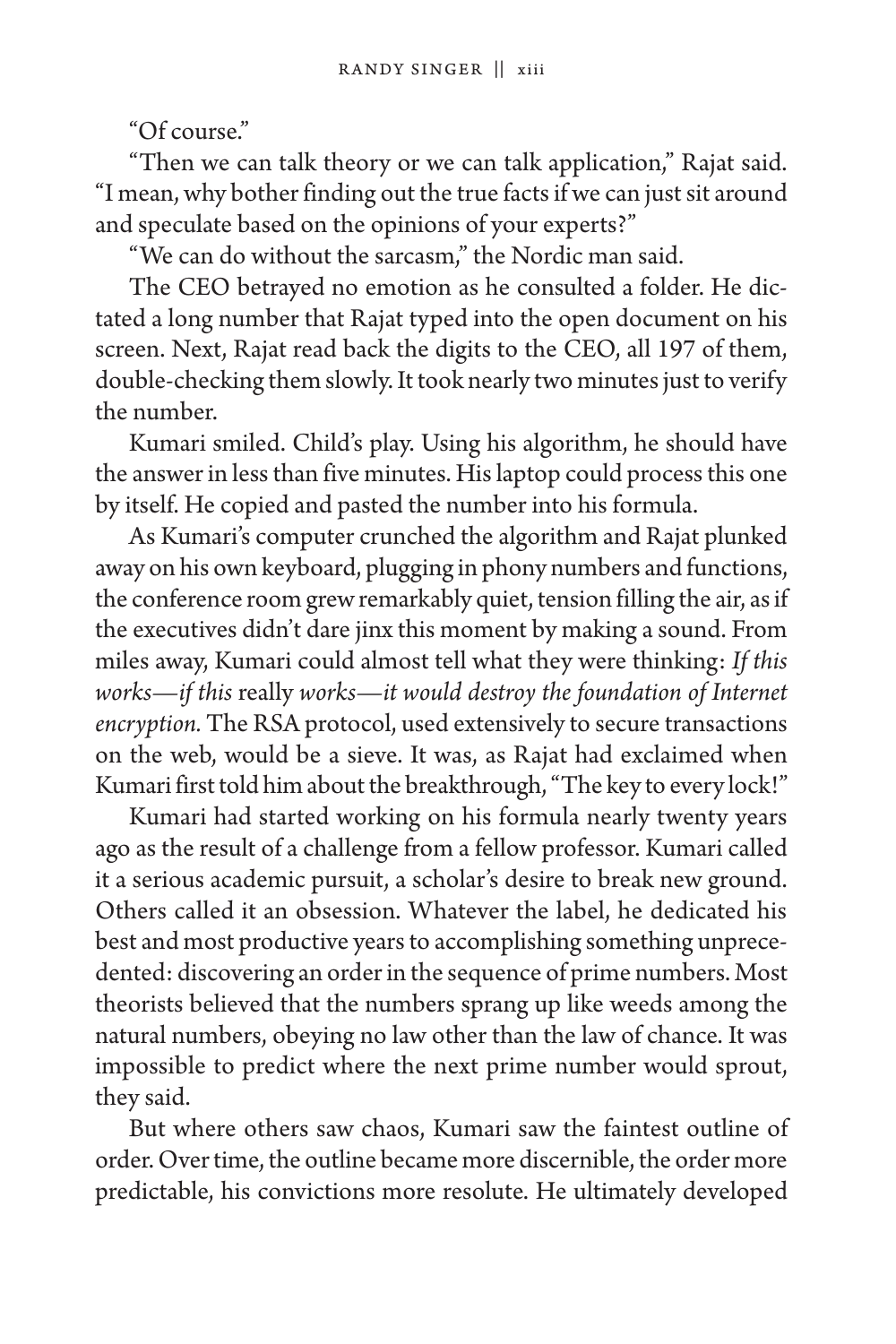"Of course."

"Then we can talk theory or we can talk application," Rajat said. "I mean, why bother finding out the true facts if we can just sit around and speculate based on the opinions of your experts?"

"We can do without the sarcasm," the Nordic man said.

The CEO betrayed no emotion as he consulted a folder. He dictated a long number that Rajat typed into the open document on his screen. Next, Rajat read back the digits to the CEO, all 197 of them, double-checking them slowly. It took nearly two minutes just to verify the number.

Kumari smiled. Child's play. Using his algorithm, he should have the answer in less than five minutes. His laptop could process this one by itself. He copied and pasted the number into his formula.

As Kumari's computer crunched the algorithm and Rajat plunked away on his own keyboard, plugging in phony numbers and functions, the conference room grew remarkably quiet, tension filling the air, as if the executives didn't dare jinx this moment by making a sound. From miles away, Kumari could almost tell what they were thinking: *If this works—if this* really *works—it would destroy the foundation of Internet encryption.* The RSA protocol, used extensively to secure transactions on the web, would be a sieve. It was, as Rajat had exclaimed when Kumari first told him about the breakthrough, "The key to every lock!"

Kumari had started working on his formula nearly twenty years ago as the result of a challenge from a fellow professor. Kumari called it a serious academic pursuit, a scholar's desire to break new ground. Others called it an obsession. Whatever the label, he dedicated his best and most productive years to accomplishing something unprecedented: discovering an order in the sequence of prime numbers. Most theorists believed that the numbers sprang up like weeds among the natural numbers, obeying no law other than the law of chance. It was impossible to predict where the next prime number would sprout, they said.

But where others saw chaos, Kumari saw the faintest outline of order. Over time, the outline became more discernible, the order more predictable, his convictions more resolute. He ultimately developed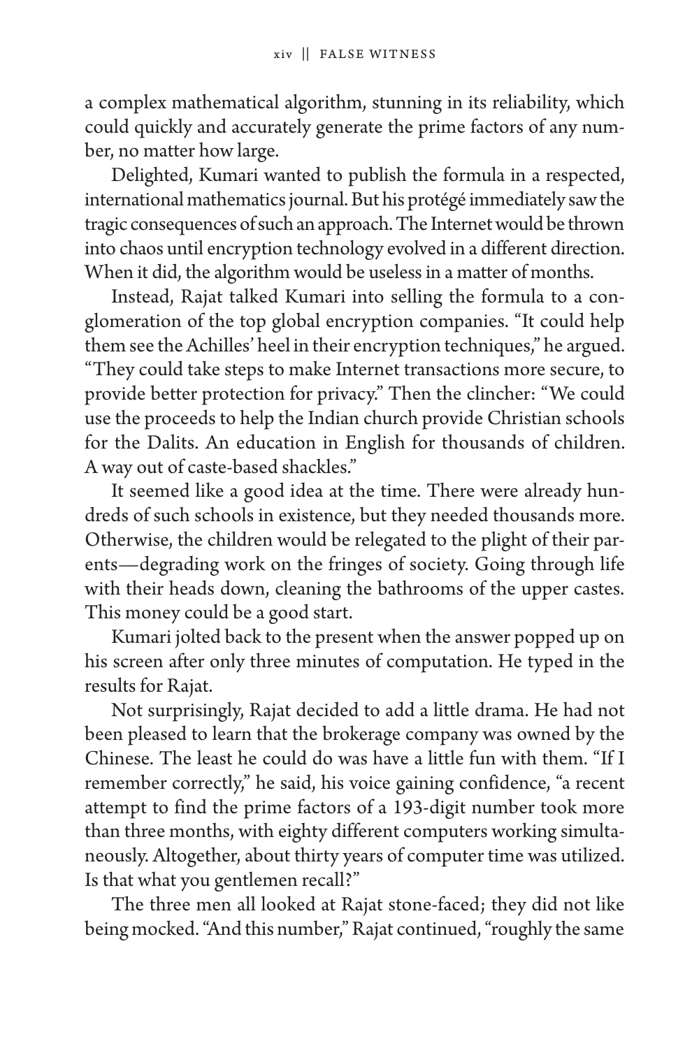a complex mathematical algorithm, stunning in its reliability, which could quickly and accurately generate the prime factors of any number, no matter how large.

Delighted, Kumari wanted to publish the formula in a respected, international mathematics journal. But his protégé immediately saw the tragic consequences of such an approach. The Internet would be thrown into chaos until encryption technology evolved in a different direction. When it did, the algorithm would be useless in a matter of months.

Instead, Rajat talked Kumari into selling the formula to a conglomeration of the top global encryption companies. "It could help them see the Achilles' heel in their encryption techniques," he argued. "They could take steps to make Internet transactions more secure, to provide better protection for privacy." Then the clincher: "We could use the proceeds to help the Indian church provide Christian schools for the Dalits. An education in English for thousands of children. A way out of caste-based shackles."

It seemed like a good idea at the time. There were already hundreds of such schools in existence, but they needed thousands more. Otherwise, the children would be relegated to the plight of their parents—degrading work on the fringes of society. Going through life with their heads down, cleaning the bathrooms of the upper castes. This money could be a good start.

Kumari jolted back to the present when the answer popped up on his screen after only three minutes of computation. He typed in the results for Rajat.

Not surprisingly, Rajat decided to add a little drama. He had not been pleased to learn that the brokerage company was owned by the Chinese. The least he could do was have a little fun with them. "If I remember correctly," he said, his voice gaining confidence, "a recent attempt to find the prime factors of a 193-digit number took more than three months, with eighty different computers working simultaneously. Altogether, about thirty years of computer time was utilized. Is that what you gentlemen recall?"

The three men all looked at Rajat stone-faced; they did not like being mocked. "And this number," Rajat continued, "roughly the same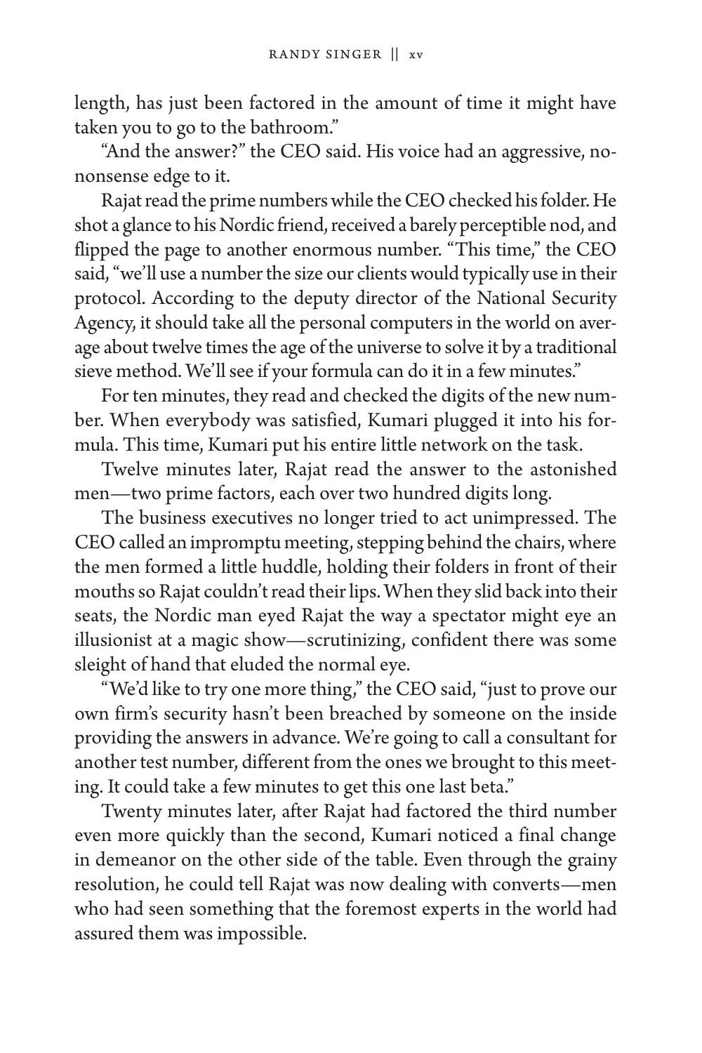length, has just been factored in the amount of time it might have taken you to go to the bathroom."

"And the answer?" the CEO said. His voice had an aggressive, no-nonsense edge to it.

Rajat read the prime numbers while the CEO checked his folder. He shot a glance to his Nordic friend, received a barely perceptible nod, and flipped the page to another enormous number. "This time," the CEO said, "we'll use a number the size our clients would typically use in their protocol. According to the deputy director of the National Security Agency, it should take all the personal computers in the world on average about twelve times the age of the universe to solve it by a traditional sieve method. We'll see if your formula can do it in a few minutes."

For ten minutes, they read and checked the digits of the new number. When everybody was satisfied, Kumari plugged it into his formula. This time, Kumari put his entire little network on the task.

Twelve minutes later, Rajat read the answer to the astonished men—two prime factors, each over two hundred digits long.

The business executives no longer tried to act unimpressed. The CEO called an impromptu meeting, stepping behind the chairs, where the men formed a little huddle, holding their folders in front of their mouths so Rajat couldn't read their lips. When they slid back into their seats, the Nordic man eyed Rajat the way a spectator might eye an illusionist at a magic show—scrutinizing, confident there was some sleight of hand that eluded the normal eye.

"We'd like to try one more thing," the CEO said, "just to prove our own firm's security hasn't been breached by someone on the inside providing the answers in advance. We're going to call a consultant for another test number, different from the ones we brought to this meeting. It could take a few minutes to get this one last beta."

Twenty minutes later, after Rajat had factored the third number even more quickly than the second, Kumari noticed a final change in demeanor on the other side of the table. Even through the grainy resolution, he could tell Rajat was now dealing with converts—men who had seen something that the foremost experts in the world had assured them was impossible.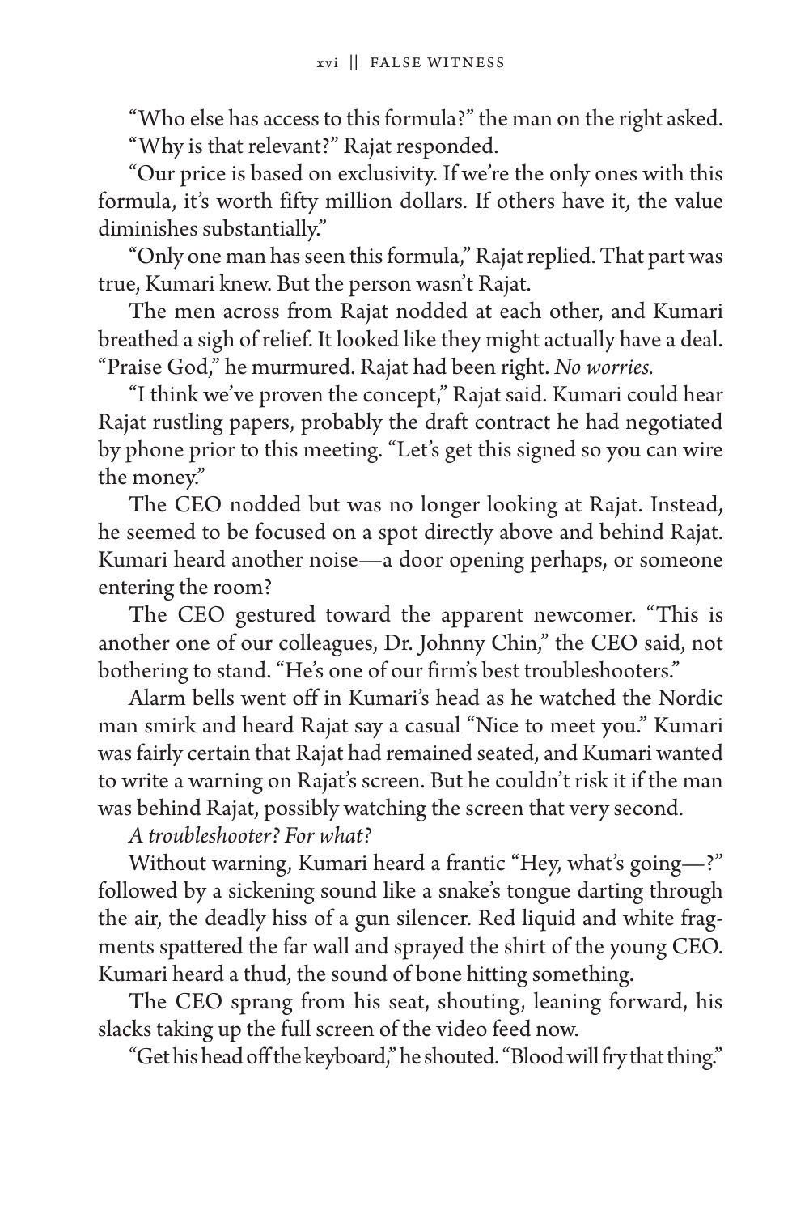"Who else has access to this formula?" the man on the right asked.

"Why is that relevant?" Rajat responded.

"Our price is based on exclusivity. If we're the only ones with this formula, it's worth fifty million dollars. If others have it, the value diminishes substantially."

"Only one man has seen this formula," Rajat replied. That part was true, Kumari knew. But the person wasn't Rajat.

The men across from Rajat nodded at each other, and Kumari breathed a sigh of relief. It looked like they might actually have a deal. "Praise God," he murmured. Rajat had been right. *No worries.*

"I think we've proven the concept," Rajat said. Kumari could hear Rajat rustling papers, probably the draft contract he had negotiated by phone prior to this meeting. "Let's get this signed so you can wire the money."

The CEO nodded but was no longer looking at Rajat. Instead, he seemed to be focused on a spot directly above and behind Rajat. Kumari heard another noise—a door opening perhaps, or someone entering the room?

The CEO gestured toward the apparent newcomer. "This is another one of our colleagues, Dr. Johnny Chin," the CEO said, not bothering to stand. "He's one of our firm's best troubleshooters."

Alarm bells went off in Kumari's head as he watched the Nordic man smirk and heard Rajat say a casual "Nice to meet you." Kumari was fairly certain that Rajat had remained seated, and Kumari wanted to write a warning on Rajat's screen. But he couldn't risk it if the man was behind Rajat, possibly watching the screen that very second.

*A troubleshooter? For what?*

Without warning, Kumari heard a frantic "Hey, what's going—?" followed by a sickening sound like a snake's tongue darting through the air, the deadly hiss of a gun silencer. Red liquid and white fragments spattered the far wall and sprayed the shirt of the young CEO. Kumari heard a thud, the sound of bone hitting something.

The CEO sprang from his seat, shouting, leaning forward, his slacks taking up the full screen of the video feed now.

"Get his head off the keyboard," he shouted. "Blood will fry that thing."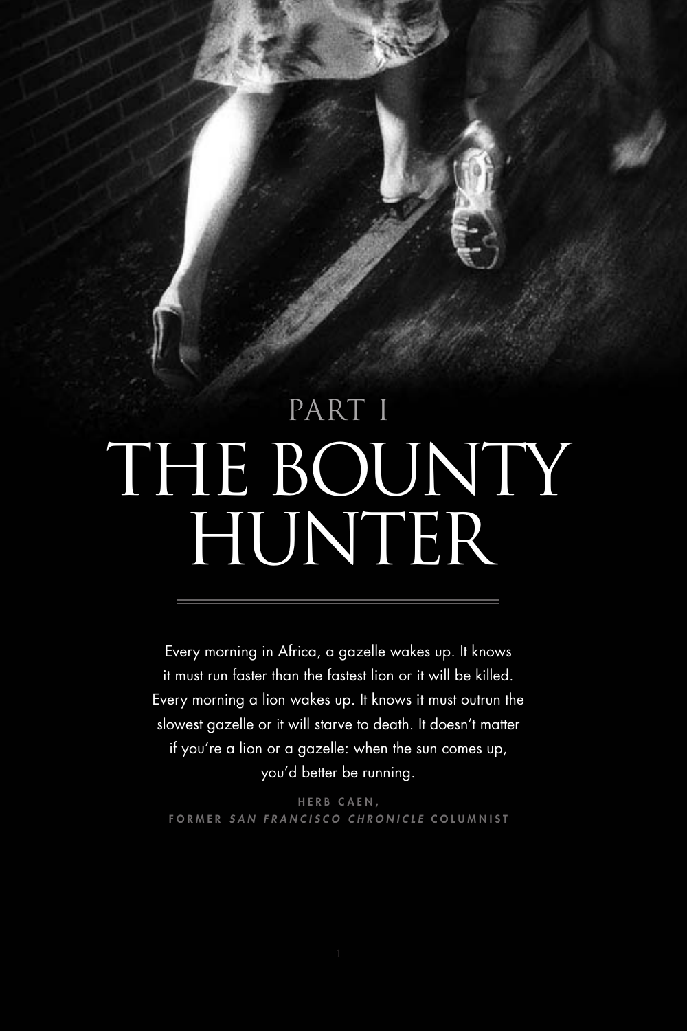# PART I

# THE BOUNTY HUNTER

Every morning in Africa, a gazelle wakes up. It knows it must run faster than the fastest lion or it will be killed. Every morning a lion wakes up. It knows it must outrun the slowest gazelle or it will starve to death. It doesn't matter if you're a lion or a gazelle: when the sun comes up, you'd better be running.

HERB CAEN,
FORMER *SAN FRANCISCO CHRONICLE* COLUMNIST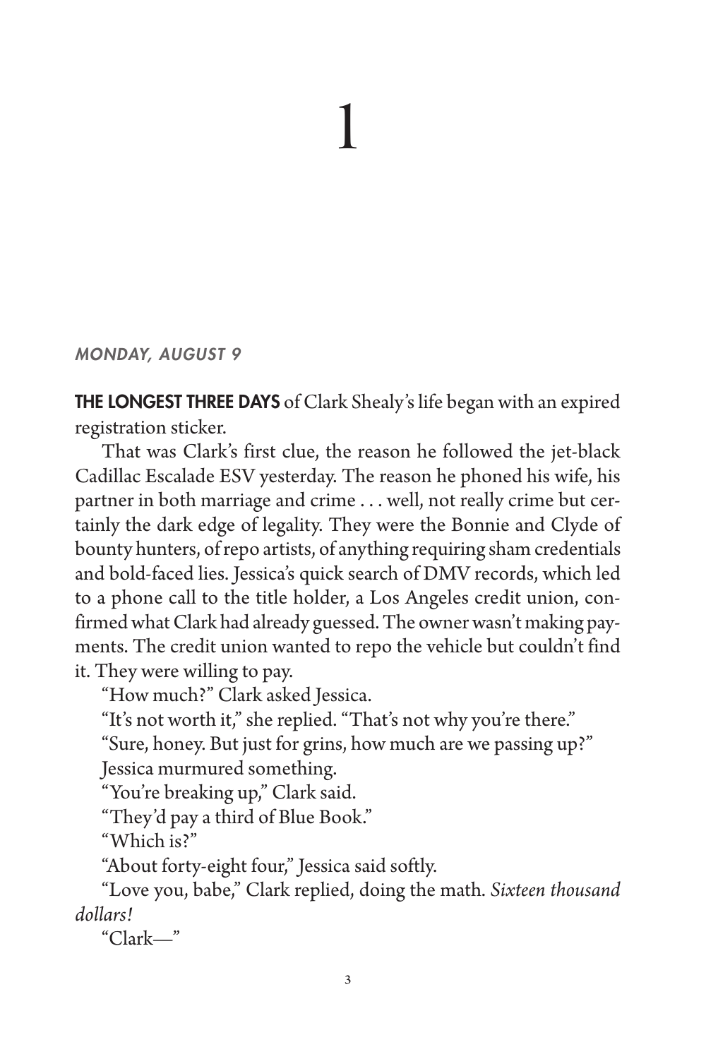# 1

*MONDAY, AUGUST 9*

**THE LONGEST THREE DAYS** of Clark Shealy's life began with an expired registration sticker.

That was Clark's first clue, the reason he followed the jet-black Cadillac Escalade ESV yesterday. The reason he phoned his wife, his partner in both marriage and crime . . . well, not really crime but certainly the dark edge of legality. They were the Bonnie and Clyde of bounty hunters, of repo artists, of anything requiring sham credentials and bold-faced lies. Jessica's quick search of DMV records, which led to a phone call to the title holder, a Los Angeles credit union, confirmed what Clark had already guessed. The owner wasn't making payments. The credit union wanted to repo the vehicle but couldn't find it. They were willing to pay.

"How much?" Clark asked Jessica.

"It's not worth it," she replied. "That's not why you're there."

"Sure, honey. But just for grins, how much are we passing up?"

Jessica murmured something.

"You're breaking up," Clark said.

"They'd pay a third of Blue Book."

"Which is?"

"About forty-eight four," Jessica said softly.

"Love you, babe," Clark replied, doing the math. *Sixteen thousand dollars!*

"Clark—"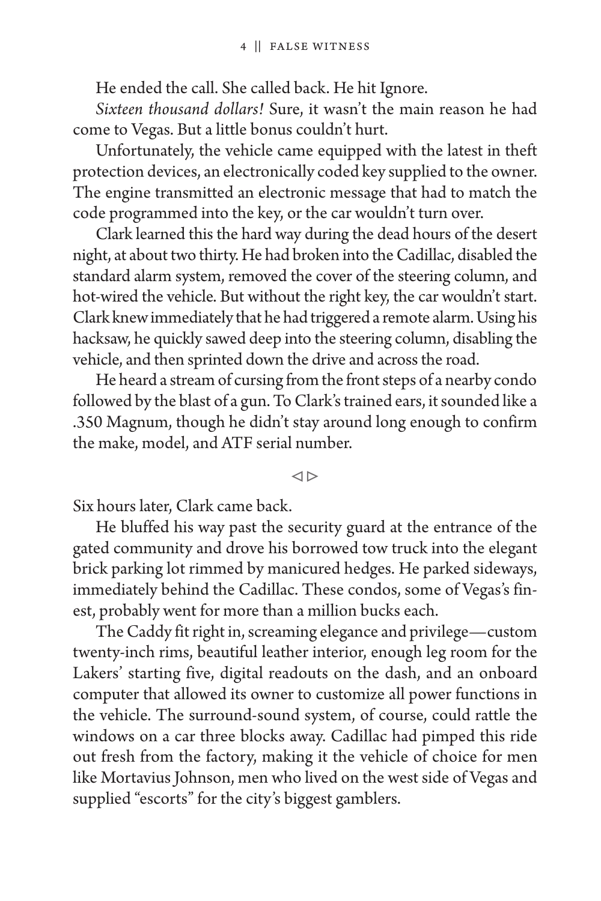He ended the call. She called back. He hit Ignore.

*Sixteen thousand dollars!* Sure, it wasn't the main reason he had come to Vegas. But a little bonus couldn't hurt.

Unfortunately, the vehicle came equipped with the latest in theft protection devices, an electronically coded key supplied to the owner. The engine transmitted an electronic message that had to match the code programmed into the key, or the car wouldn't turn over.

Clark learned this the hard way during the dead hours of the desert night, at about two thirty. He had broken into the Cadillac, disabled the standard alarm system, removed the cover of the steering column, and hot-wired the vehicle. But without the right key, the car wouldn't start. Clark knew immediately that he had triggered a remote alarm. Using his hacksaw, he quickly sawed deep into the steering column, disabling the vehicle, and then sprinted down the drive and across the road.

He heard a stream of cursing from the front steps of a nearby condo followed by the blast of a gun. To Clark's trained ears, it sounded like a .350 Magnum, though he didn't stay around long enough to confirm the make, model, and ATF serial number.

◁▷

Six hours later, Clark came back.

He bluffed his way past the security guard at the entrance of the gated community and drove his borrowed tow truck into the elegant brick parking lot rimmed by manicured hedges. He parked sideways, immediately behind the Cadillac. These condos, some of Vegas's finest, probably went for more than a million bucks each.

The Caddy fit right in, screaming elegance and privilege—custom twenty-inch rims, beautiful leather interior, enough leg room for the Lakers' starting five, digital readouts on the dash, and an onboard computer that allowed its owner to customize all power functions in the vehicle. The surround-sound system, of course, could rattle the windows on a car three blocks away. Cadillac had pimped this ride out fresh from the factory, making it the vehicle of choice for men like Mortavius Johnson, men who lived on the west side of Vegas and supplied "escorts" for the city's biggest gamblers.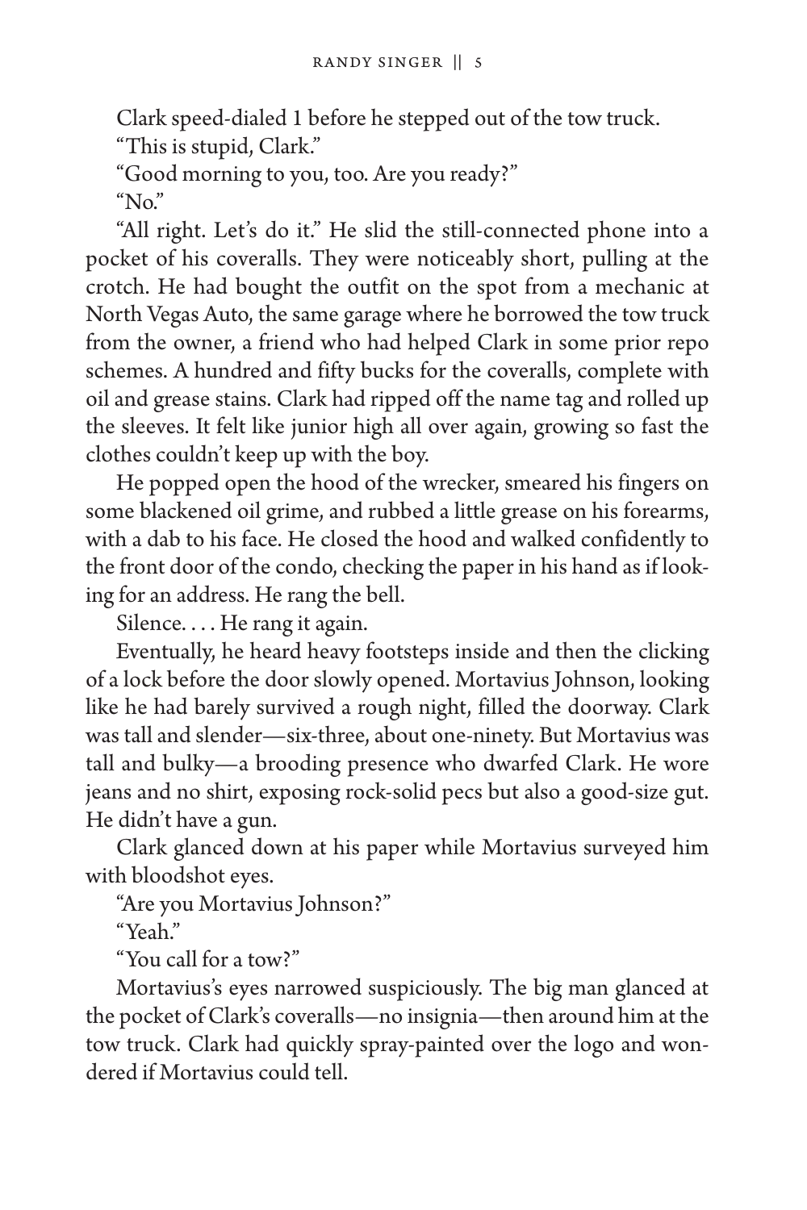Clark speed-dialed 1 before he stepped out of the tow truck.

"This is stupid, Clark."

"Good morning to you, too. Are you ready?"

"No."

"All right. Let's do it." He slid the still-connected phone into a pocket of his coveralls. They were noticeably short, pulling at the crotch. He had bought the outfit on the spot from a mechanic at North Vegas Auto, the same garage where he borrowed the tow truck from the owner, a friend who had helped Clark in some prior repo schemes. A hundred and fifty bucks for the coveralls, complete with oil and grease stains. Clark had ripped off the name tag and rolled up the sleeves. It felt like junior high all over again, growing so fast the clothes couldn't keep up with the boy.

He popped open the hood of the wrecker, smeared his fingers on some blackened oil grime, and rubbed a little grease on his forearms, with a dab to his face. He closed the hood and walked confidently to the front door of the condo, checking the paper in his hand as if looking for an address. He rang the bell.

Silence. . . . He rang it again.

Eventually, he heard heavy footsteps inside and then the clicking of a lock before the door slowly opened. Mortavius Johnson, looking like he had barely survived a rough night, filled the doorway. Clark was tall and slender—six-three, about one-ninety. But Mortavius was tall and bulky—a brooding presence who dwarfed Clark. He wore jeans and no shirt, exposing rock-solid pecs but also a good-size gut. He didn't have a gun.

Clark glanced down at his paper while Mortavius surveyed him with bloodshot eyes.

"Are you Mortavius Johnson?"

"Yeah."

"You call for a tow?"

Mortavius's eyes narrowed suspiciously. The big man glanced at the pocket of Clark's coveralls—no insignia—then around him at the tow truck. Clark had quickly spray-painted over the logo and wondered if Mortavius could tell.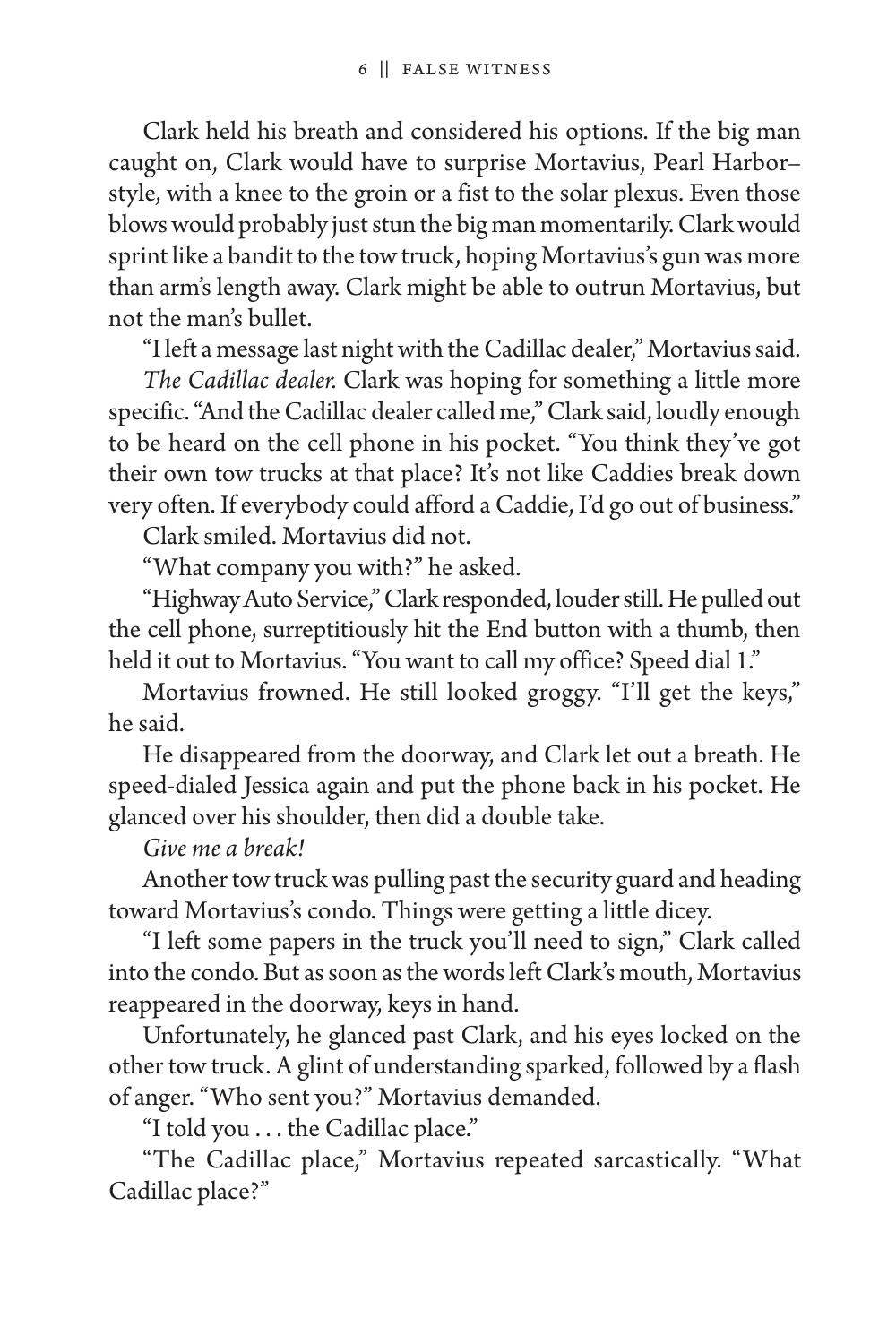Clark held his breath and considered his options. If the big man caught on, Clark would have to surprise Mortavius, Pearl Harbor–style, with a knee to the groin or a fist to the solar plexus. Even those blows would probably just stun the big man momentarily. Clark would sprint like a bandit to the tow truck, hoping Mortavius's gun was more than arm's length away. Clark might be able to outrun Mortavius, but not the man's bullet.

"I left a message last night with the Cadillac dealer," Mortavius said.

*The Cadillac dealer.* Clark was hoping for something a little more specific. "And the Cadillac dealer called me," Clark said, loudly enough to be heard on the cell phone in his pocket. "You think they've got their own tow trucks at that place? It's not like Caddies break down very often. If everybody could afford a Caddie, I'd go out of business."

Clark smiled. Mortavius did not.

"What company you with?" he asked.

"Highway Auto Service," Clark responded, louder still. He pulled out the cell phone, surreptitiously hit the End button with a thumb, then held it out to Mortavius. "You want to call my office? Speed dial 1."

Mortavius frowned. He still looked groggy. "I'll get the keys," he said.

He disappeared from the doorway, and Clark let out a breath. He speed-dialed Jessica again and put the phone back in his pocket. He glanced over his shoulder, then did a double take.

*Give me a break!*

Another tow truck was pulling past the security guard and heading toward Mortavius's condo. Things were getting a little dicey.

"I left some papers in the truck you'll need to sign," Clark called into the condo. But as soon as the words left Clark's mouth, Mortavius reappeared in the doorway, keys in hand.

Unfortunately, he glanced past Clark, and his eyes locked on the other tow truck. A glint of understanding sparked, followed by a flash of anger. "Who sent you?" Mortavius demanded.

"I told you . . . the Cadillac place."

"The Cadillac place," Mortavius repeated sarcastically. "What Cadillac place?"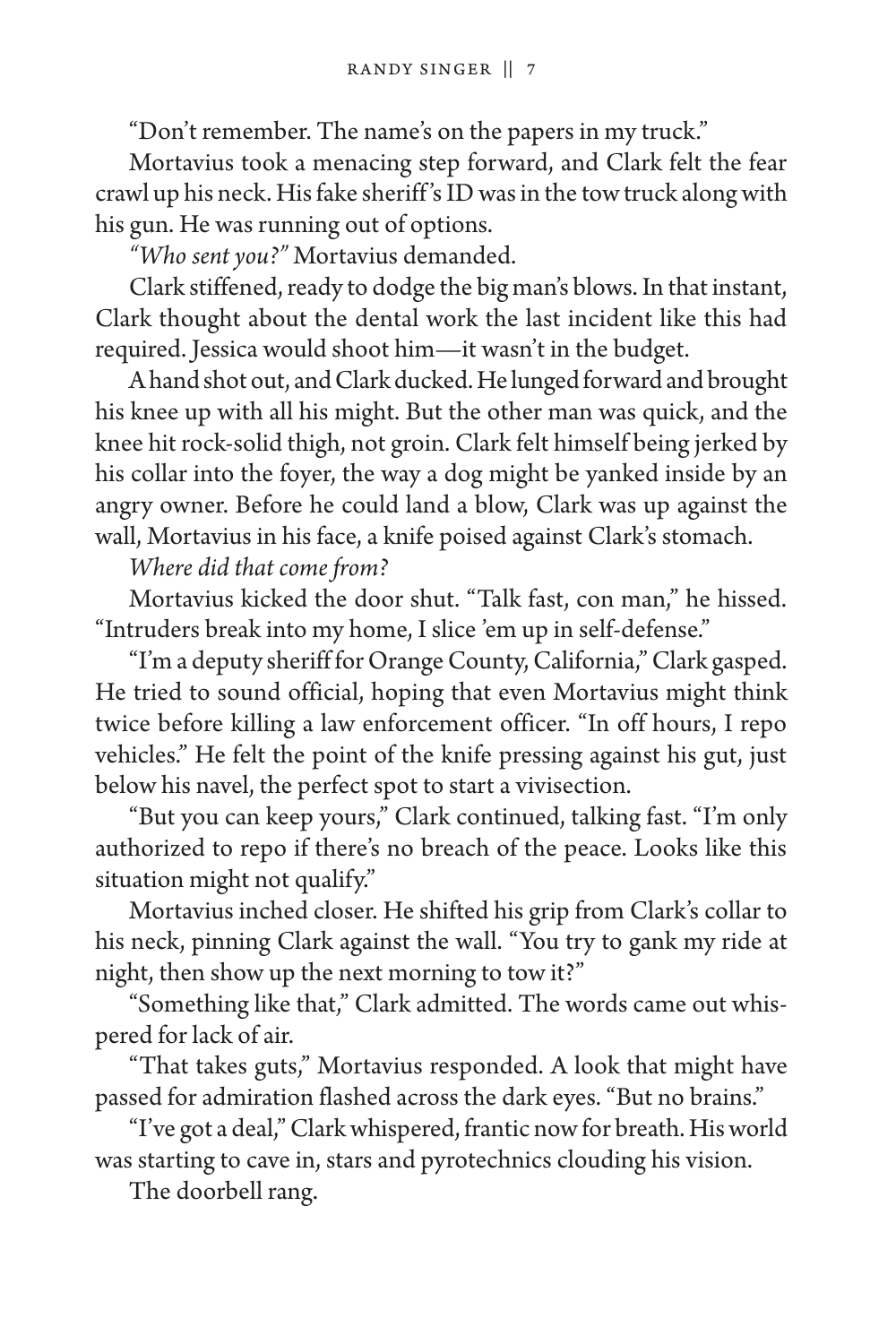"Don't remember. The name's on the papers in my truck."

Mortavius took a menacing step forward, and Clark felt the fear crawl up his neck. His fake sheriff's ID was in the tow truck along with his gun. He was running out of options.

*"Who sent you?"* Mortavius demanded.

Clark stiffened, ready to dodge the big man's blows. In that instant, Clark thought about the dental work the last incident like this had required. Jessica would shoot him—it wasn't in the budget.

A hand shot out, and Clark ducked. He lunged forward and brought his knee up with all his might. But the other man was quick, and the knee hit rock-solid thigh, not groin. Clark felt himself being jerked by his collar into the foyer, the way a dog might be yanked inside by an angry owner. Before he could land a blow, Clark was up against the wall, Mortavius in his face, a knife poised against Clark's stomach.

*Where did that come from?*

Mortavius kicked the door shut. "Talk fast, con man," he hissed. "Intruders break into my home, I slice 'em up in self-defense."

"I'm a deputy sheriff for Orange County, California," Clark gasped. He tried to sound official, hoping that even Mortavius might think twice before killing a law enforcement officer. "In off hours, I repo vehicles." He felt the point of the knife pressing against his gut, just below his navel, the perfect spot to start a vivisection.

"But you can keep yours," Clark continued, talking fast. "I'm only authorized to repo if there's no breach of the peace. Looks like this situation might not qualify."

Mortavius inched closer. He shifted his grip from Clark's collar to his neck, pinning Clark against the wall. "You try to gank my ride at night, then show up the next morning to tow it?"

"Something like that," Clark admitted. The words came out whispered for lack of air.

"That takes guts," Mortavius responded. A look that might have passed for admiration flashed across the dark eyes. "But no brains."

"I've got a deal," Clark whispered, frantic now for breath. His world was starting to cave in, stars and pyrotechnics clouding his vision.

The doorbell rang.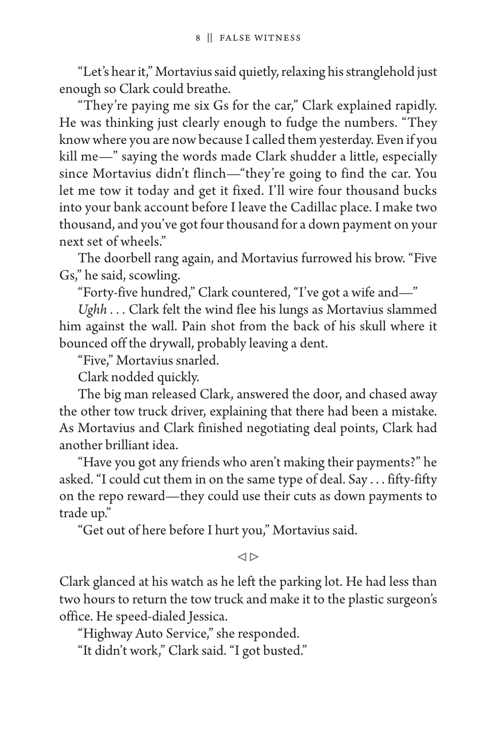"Let's hear it," Mortavius said quietly, relaxing his stranglehold just enough so Clark could breathe.

"They're paying me six Gs for the car," Clark explained rapidly. He was thinking just clearly enough to fudge the numbers. "They know where you are now because I called them yesterday. Even if you kill me—" saying the words made Clark shudder a little, especially since Mortavius didn't flinch—"they're going to find the car. You let me tow it today and get it fixed. I'll wire four thousand bucks into your bank account before I leave the Cadillac place. I make two thousand, and you've got four thousand for a down payment on your next set of wheels."

The doorbell rang again, and Mortavius furrowed his brow. "Five Gs," he said, scowling.

"Forty-five hundred," Clark countered, "I've got a wife and—"

*Ughh . . .* Clark felt the wind flee his lungs as Mortavius slammed him against the wall. Pain shot from the back of his skull where it bounced off the drywall, probably leaving a dent.

"Five," Mortavius snarled.

Clark nodded quickly.

The big man released Clark, answered the door, and chased away the other tow truck driver, explaining that there had been a mistake. As Mortavius and Clark finished negotiating deal points, Clark had another brilliant idea.

"Have you got any friends who aren't making their payments?" he asked. "I could cut them in on the same type of deal. Say . . . fifty-fifty on the repo reward—they could use their cuts as down payments to trade up."

"Get out of here before I hurt you," Mortavius said.

◁▷

Clark glanced at his watch as he left the parking lot. He had less than two hours to return the tow truck and make it to the plastic surgeon's office. He speed-dialed Jessica.

"Highway Auto Service," she responded.

"It didn't work," Clark said. "I got busted."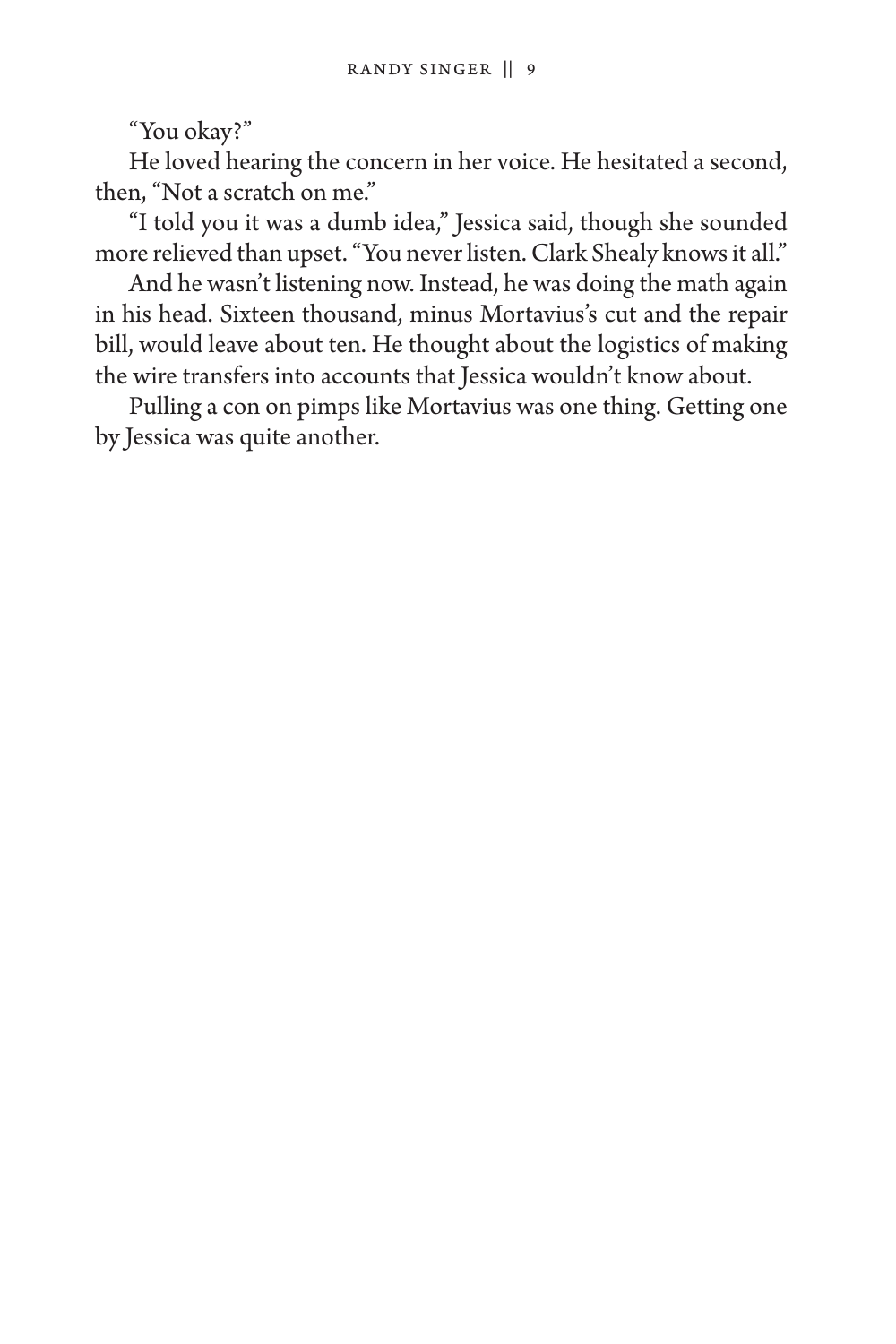"You okay?"

He loved hearing the concern in her voice. He hesitated a second, then, "Not a scratch on me."

"I told you it was a dumb idea," Jessica said, though she sounded more relieved than upset. "You never listen. Clark Shealy knows it all."

And he wasn't listening now. Instead, he was doing the math again in his head. Sixteen thousand, minus Mortavius's cut and the repair bill, would leave about ten. He thought about the logistics of making the wire transfers into accounts that Jessica wouldn't know about.

Pulling a con on pimps like Mortavius was one thing. Getting one by Jessica was quite another.